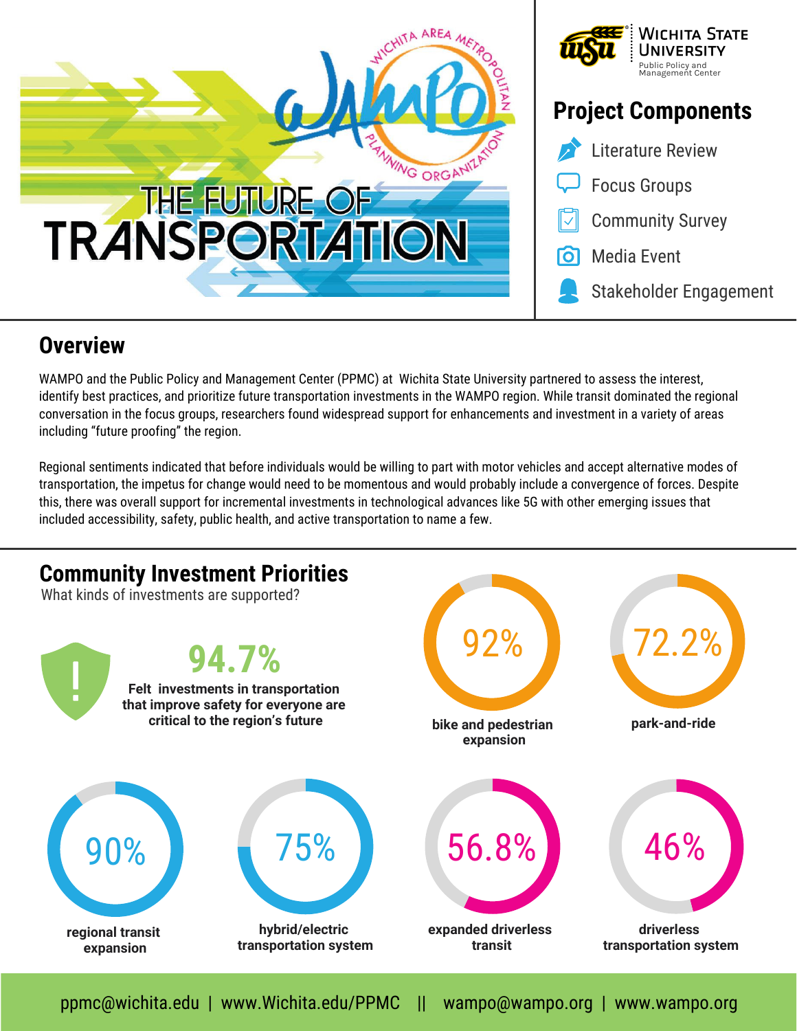# THE FUTURE OF TRANSPORTATION

WAMPO – Wichita Area Metropolitan Planning Organization

Wichita State University – Public Policy and Management Center

## Project Components

- Literature Review
- Focus Groups
- Community Survey
- Media Event
- Stakeholder Engagement

## Overview

WAMPO and the Public Policy and Management Center (PPMC) at Wichita State University partnered to assess the interest, identify best practices, and prioritize future transportation investments in the WAMPO region. While transit dominated the regional conversation in the focus groups, researchers found widespread support for enhancements and investment in a variety of areas including "future proofing" the region.

Regional sentiments indicated that before individuals would be willing to part with motor vehicles and accept alternative modes of transportation, the impetus for change would need to be momentous and would probably include a convergence of forces. Despite this, there was overall support for incremental investments in technological advances like 5G with other emerging issues that included accessibility, safety, public health, and active transportation to name a few.

## Community Investment Priorities

What kinds of investments are supported?

**94.7%** Felt investments in transportation that improve safety for everyone are critical to the region's future

- **92%** bike and pedestrian expansion
- **72.2%** park-and-ride
- **90%** regional transit expansion
- **75%** hybrid/electric transportation system
- **56.8%** expanded driverless transit
- **46%** driverless transportation system

ppmc@wichita.edu | www.Wichita.edu/PPMC || wampo@wampo.org | www.wampo.org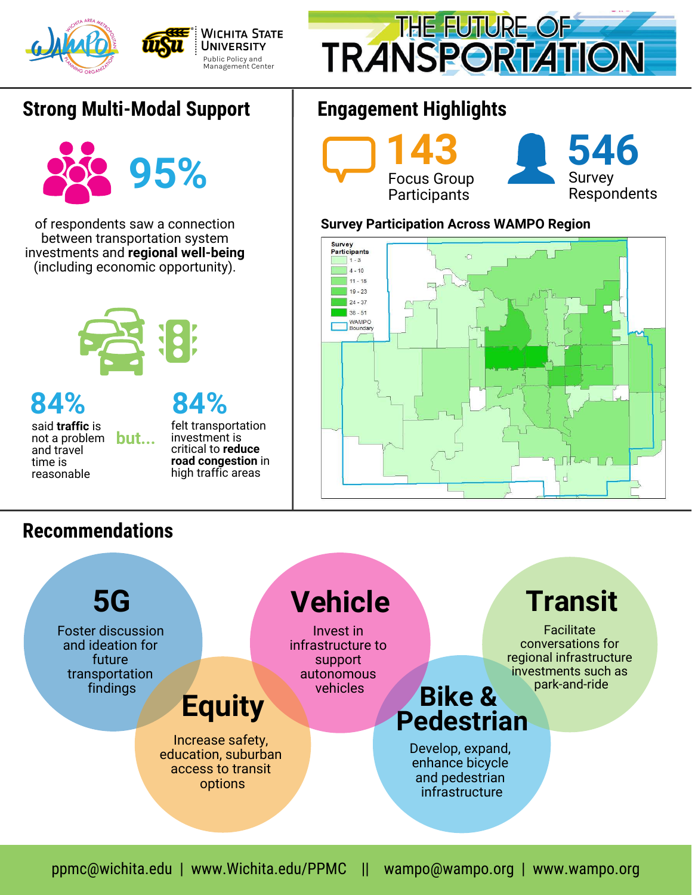# THE FUTURE OF TRANSPORTATION

Wichita State University
Public Policy and Management Center

## Strong Multi-Modal Support

**95%**

of respondents saw a connection between transportation system investments and **regional well-being** (including economic opportunity).

**84%**

said **traffic** is not a problem and travel time is reasonable

**but...**

**84%**

felt transportation investment is critical to **reduce road congestion** in high traffic areas

## Engagement Highlights

**143**
Focus Group Participants

**546**
Survey Respondents

### Survey Participation Across WAMPO Region

Survey Participants
1 - 3
4 - 10
11 - 18
19 - 23
24 - 37
38 - 51
WAMPO Boundary

## Recommendations

### 5G
Foster discussion and ideation for future transportation findings

### Vehicle
Invest in infrastructure to support autonomous vehicles

### Transit
Facilitate conversations for regional infrastructure investments such as park-and-ride

### Equity
Increase safety, education, suburban access to transit options

### Bike & Pedestrian
Develop, expand, enhance bicycle and pedestrian infrastructure

ppmc@wichita.edu | www.Wichita.edu/PPMC || wampo@wampo.org | www.wampo.org